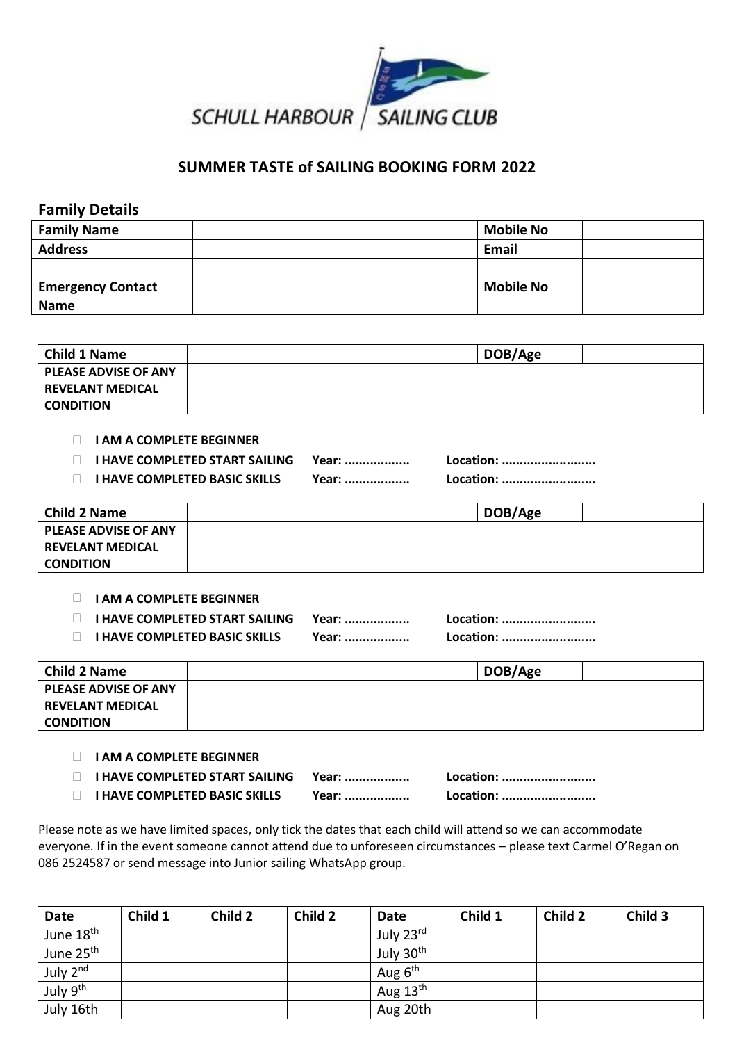SCHULL HARBOUR / SAILING CLUB

## SUMMER TASTE of SAILING BOOKING FORM 2022

### Family Details

| Family Name | | Mobile No | |
|---|---|---|---|
| Address | | Email | |
| | | | |
| Emergency Contact Name | | Mobile No | |

| Child 1 Name | | DOB/Age | |
|---|---|---|---|
| PLEASE ADVISE OF ANY REVELANT MEDICAL CONDITION | | | |

- ☐ **I AM A COMPLETE BEGINNER**
- ☐ **I HAVE COMPLETED START SAILING** **Year: ..................** **Location: ..........................**
- ☐ **I HAVE COMPLETED BASIC SKILLS** **Year: ..................** **Location: ..........................**

| Child 2 Name | | DOB/Age | |
|---|---|---|---|
| PLEASE ADVISE OF ANY REVELANT MEDICAL CONDITION | | | |

- ☐ **I AM A COMPLETE BEGINNER**
- ☐ **I HAVE COMPLETED START SAILING** **Year: ..................** **Location: ..........................**
- ☐ **I HAVE COMPLETED BASIC SKILLS** **Year: ..................** **Location: ..........................**

| Child 2 Name | | DOB/Age | |
|---|---|---|---|
| PLEASE ADVISE OF ANY REVELANT MEDICAL CONDITION | | | |

- ☐ **I AM A COMPLETE BEGINNER**
- ☐ **I HAVE COMPLETED START SAILING** **Year: ..................** **Location: ..........................**
- ☐ **I HAVE COMPLETED BASIC SKILLS** **Year: ..................** **Location: ..........................**

Please note as we have limited spaces, only tick the dates that each child will attend so we can accommodate everyone. If in the event someone cannot attend due to unforeseen circumstances – please text Carmel O'Regan on 086 2524587 or send message into Junior sailing WhatsApp group.

| Date | Child 1 | Child 2 | Child 2 | Date | Child 1 | Child 2 | Child 3 |
|---|---|---|---|---|---|---|---|
| June 18th | | | | July 23rd | | | |
| June 25th | | | | July 30th | | | |
| July 2nd | | | | Aug 6th | | | |
| July 9th | | | | Aug 13th | | | |
| July 16th | | | | Aug 20th | | | |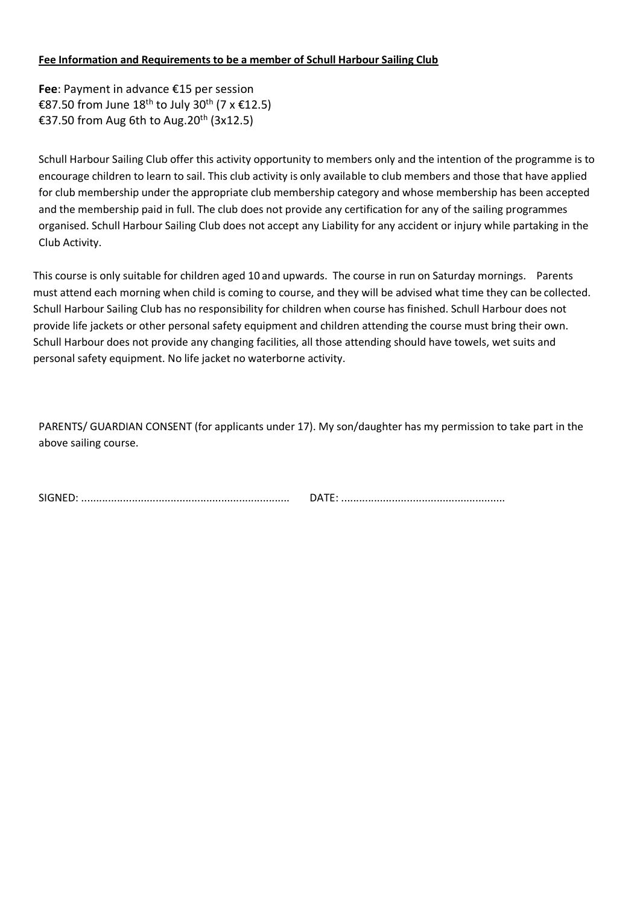**Fee Information and Requirements to be a member of Schull Harbour Sailing Club**

**Fee**: Payment in advance €15 per session
€87.50 from June 18th to July 30th (7 x €12.5)
€37.50 from Aug 6th to Aug.20th (3x12.5)

Schull Harbour Sailing Club offer this activity opportunity to members only and the intention of the programme is to encourage children to learn to sail. This club activity is only available to club members and those that have applied for club membership under the appropriate club membership category and whose membership has been accepted and the membership paid in full. The club does not provide any certification for any of the sailing programmes organised. Schull Harbour Sailing Club does not accept any Liability for any accident or injury while partaking in the Club Activity.

This course is only suitable for children aged 10 and upwards. The course in run on Saturday mornings. Parents must attend each morning when child is coming to course, and they will be advised what time they can be collected. Schull Harbour Sailing Club has no responsibility for children when course has finished. Schull Harbour does not provide life jackets or other personal safety equipment and children attending the course must bring their own. Schull Harbour does not provide any changing facilities, all those attending should have towels, wet suits and personal safety equipment. No life jacket no waterborne activity.

PARENTS/ GUARDIAN CONSENT (for applicants under 17). My son/daughter has my permission to take part in the above sailing course.

SIGNED: ..................................................................... DATE: ......................................................